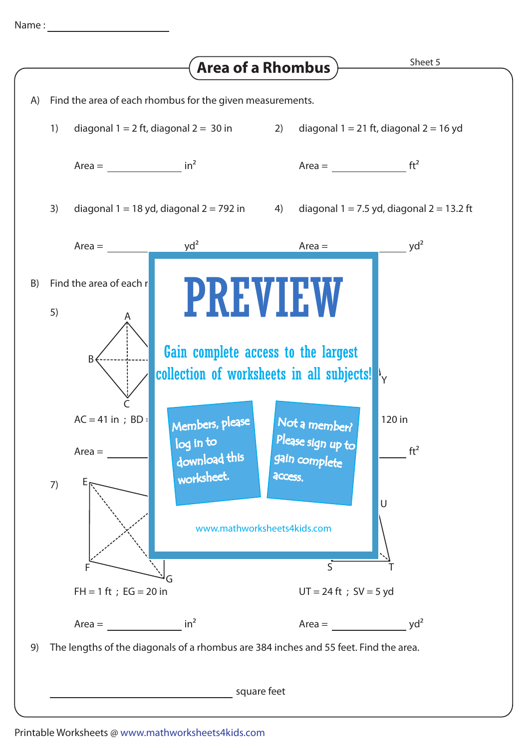Name : ____________________

# Area of a Rhombus

Sheet 5

A) Find the area of each rhombus for the given measurements.

1) diagonal 1 = 2 ft, diagonal 2 = 30 in

Area = ____________ $in^2$

2) diagonal 1 = 21 ft, diagonal 2 = 16 yd

Area = ____________ $ft^2$

3) diagonal 1 = 18 yd, diagonal 2 = 792 in

Area = ____________ $yd^2$

4) diagonal 1 = 7.5 yd, diagonal 2 = 13.2 ft

Area = ____________ $yd^2$

B) Find the area of each r

5)

AC = 41 in ; BD =

Area = ____________

120 in

Area = ____________ $ft^2$

PREVIEW

Gain complete access to the largest collection of worksheets in all subjects!

Members, please log in to download this worksheet.

Not a member? Please sign up to gain complete access.

www.mathworksheets4kids.com

7)

FH = 1 ft ; EG = 20 in

Area = ____________ $in^2$

UT = 24 ft ; SV = 5 yd

Area = ____________ $yd^2$

9) The lengths of the diagonals of a rhombus are 384 inches and 55 feet. Find the area.

____________________ square feet

Printable Worksheets @ www.mathworksheets4kids.com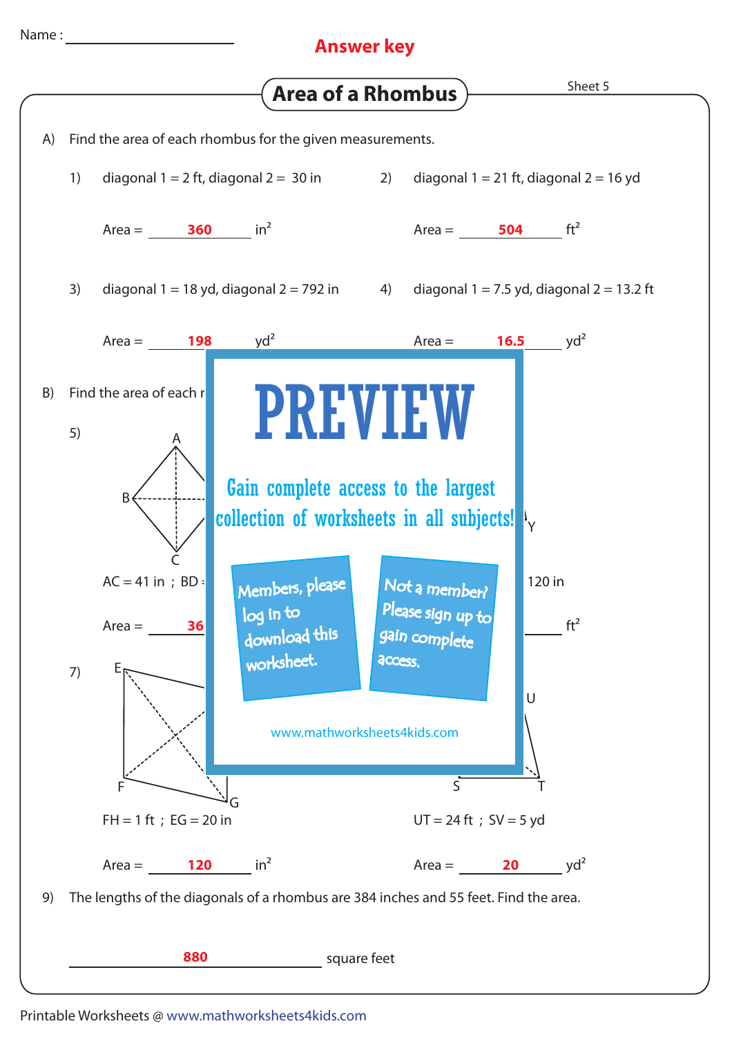Name : ____________________

**Answer key**

# Area of a Rhombus

Sheet 5

A) Find the area of each rhombus for the given measurements.

1) diagonal 1 = 2 ft, diagonal 2 = 30 in

Area = **360** $in^2$

2) diagonal 1 = 21 ft, diagonal 2 = 16 yd

Area = **504** $ft^2$

3) diagonal 1 = 18 yd, diagonal 2 = 792 in

Area = **198** $yd^2$

4) diagonal 1 = 7.5 yd, diagonal 2 = 13.2 ft

Area = **16.5** $yd^2$

B) Find the area of each r

5)

A

B

C

AC = 41 in ; BD

Area = **36**

Y

120 in

$ft^2$

7)

E

F

G

FH = 1 ft ; EG = 20 in

Area = **120** $in^2$

U

S

T

UT = 24 ft ; SV = 5 yd

Area = **20** $yd^2$

PREVIEW

Gain complete access to the largest collection of worksheets in all subjects!

Members, please log in to download this worksheet.

Not a member? Please sign up to gain complete access.

www.mathworksheets4kids.com

9) The lengths of the diagonals of a rhombus are 384 inches and 55 feet. Find the area.

**880** square feet

Printable Worksheets @ www.mathworksheets4kids.com